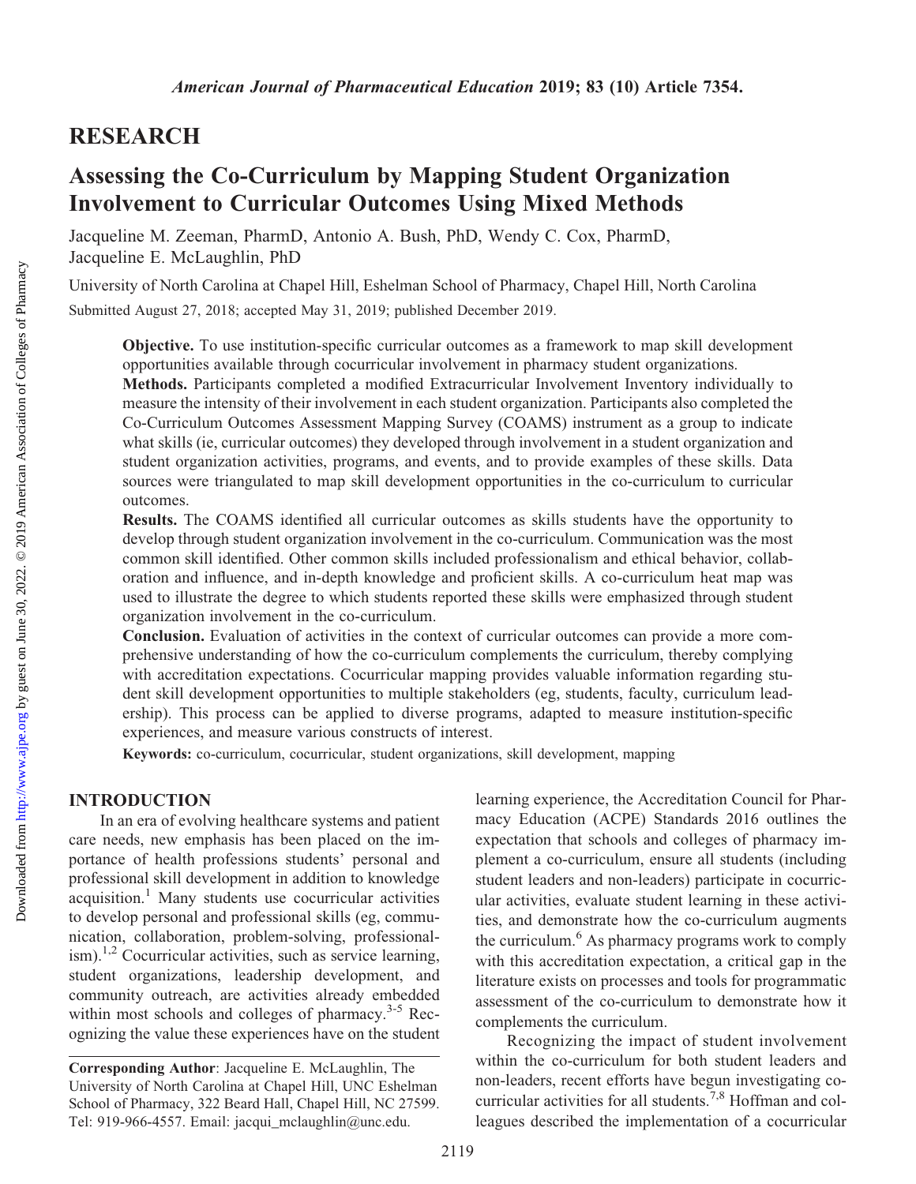## RESEARCH

# Assessing the Co-Curriculum by Mapping Student Organization Involvement to Curricular Outcomes Using Mixed Methods

Jacqueline M. Zeeman, PharmD, Antonio A. Bush, PhD, Wendy C. Cox, PharmD, Jacqueline E. McLaughlin, PhD

University of North Carolina at Chapel Hill, Eshelman School of Pharmacy, Chapel Hill, North Carolina

Submitted August 27, 2018; accepted May 31, 2019; published December 2019.

**Objective.** To use institution-specific curricular outcomes as a framework to map skill development opportunities available through cocurricular involvement in pharmacy student organizations.

**Methods.** Participants completed a modified Extracurricular Involvement Inventory individually to measure the intensity of their involvement in each student organization. Participants also completed the Co-Curriculum Outcomes Assessment Mapping Survey (COAMS) instrument as a group to indicate what skills (ie, curricular outcomes) they developed through involvement in a student organization and student organization activities, programs, and events, and to provide examples of these skills. Data sources were triangulated to map skill development opportunities in the co-curriculum to curricular outcomes.

**Results.** The COAMS identified all curricular outcomes as skills students have the opportunity to develop through student organization involvement in the co-curriculum. Communication was the most common skill identified. Other common skills included professionalism and ethical behavior, collaboration and influence, and in-depth knowledge and proficient skills. A co-curriculum heat map was used to illustrate the degree to which students reported these skills were emphasized through student organization involvement in the co-curriculum.

**Conclusion.** Evaluation of activities in the context of curricular outcomes can provide a more comprehensive understanding of how the co-curriculum complements the curriculum, thereby complying with accreditation expectations. Cocurricular mapping provides valuable information regarding student skill development opportunities to multiple stakeholders (eg, students, faculty, curriculum leadership). This process can be applied to diverse programs, adapted to measure institution-specific experiences, and measure various constructs of interest.

**Keywords:** co-curriculum, cocurricular, student organizations, skill development, mapping

## INTRODUCTION

In an era of evolving healthcare systems and patient care needs, new emphasis has been placed on the importance of health professions students' personal and professional skill development in addition to knowledge acquisition.[1] Many students use cocurricular activities to develop personal and professional skills (eg, communication, collaboration, problem-solving, professionalism).[1,2] Cocurricular activities, such as service learning, student organizations, leadership development, and community outreach, are activities already embedded within most schools and colleges of pharmacy.[3-5] Recognizing the value these experiences have on the student learning experience, the Accreditation Council for Pharmacy Education (ACPE) Standards 2016 outlines the expectation that schools and colleges of pharmacy implement a co-curriculum, ensure all students (including student leaders and non-leaders) participate in cocurricular activities, evaluate student learning in these activities, and demonstrate how the co-curriculum augments the curriculum.[6] As pharmacy programs work to comply with this accreditation expectation, a critical gap in the literature exists on processes and tools for programmatic assessment of the co-curriculum to demonstrate how it complements the curriculum.

Recognizing the impact of student involvement within the co-curriculum for both student leaders and non-leaders, recent efforts have begun investigating cocurricular activities for all students.[7,8] Hoffman and colleagues described the implementation of a cocurricular

**Corresponding Author**: Jacqueline E. McLaughlin, The University of North Carolina at Chapel Hill, UNC Eshelman School of Pharmacy, 322 Beard Hall, Chapel Hill, NC 27599. Tel: 919-966-4557. Email: jacqui_mclaughlin@unc.edu.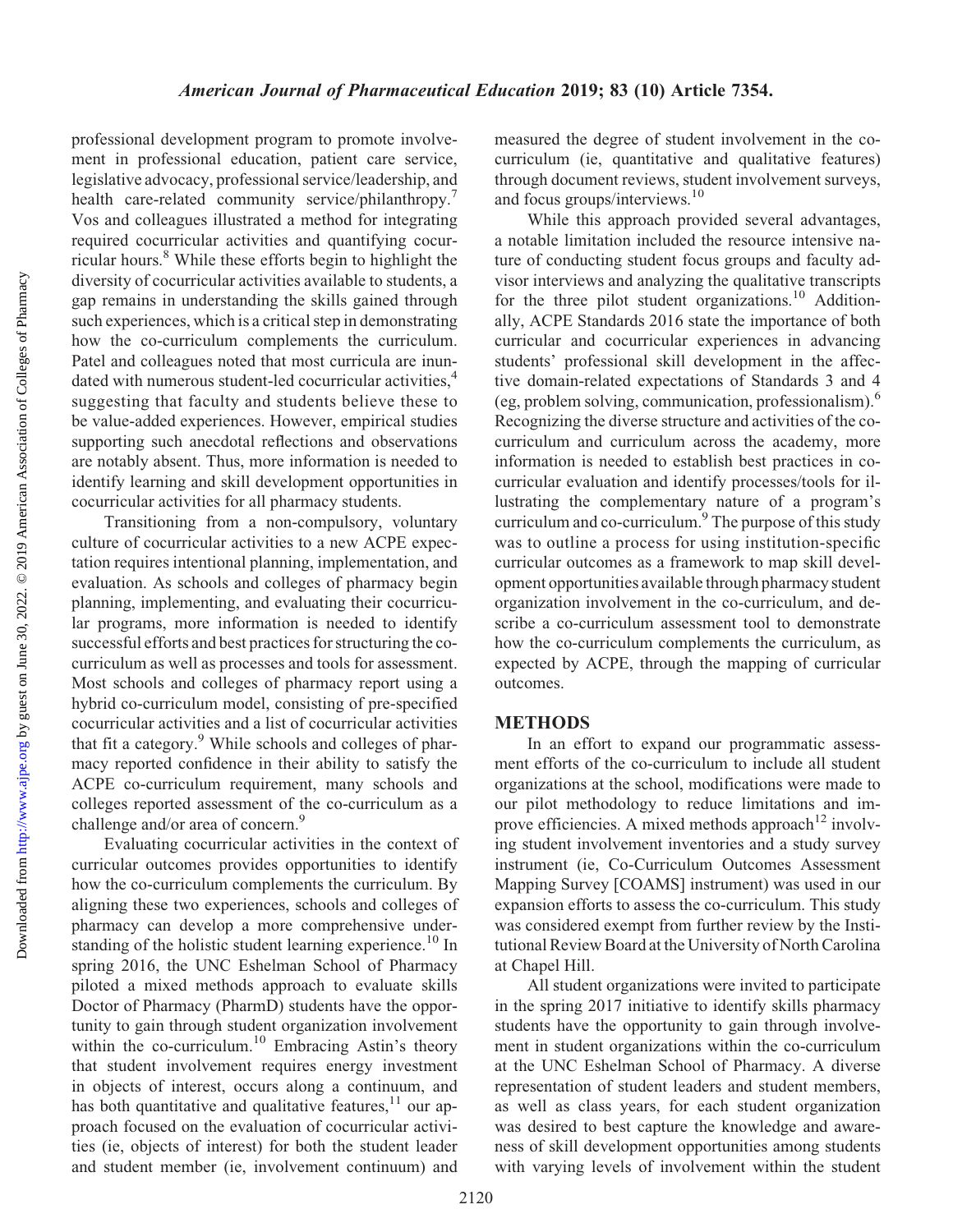professional development program to promote involvement in professional education, patient care service, legislative advocacy, professional service/leadership, and health care-related community service/philanthropy.[7] Vos and colleagues illustrated a method for integrating required cocurricular activities and quantifying cocurricular hours.[8] While these efforts begin to highlight the diversity of cocurricular activities available to students, a gap remains in understanding the skills gained through such experiences, which is a critical step in demonstrating how the co-curriculum complements the curriculum. Patel and colleagues noted that most curricula are inundated with numerous student-led cocurricular activities,[4] suggesting that faculty and students believe these to be value-added experiences. However, empirical studies supporting such anecdotal reflections and observations are notably absent. Thus, more information is needed to identify learning and skill development opportunities in cocurricular activities for all pharmacy students.

Transitioning from a non-compulsory, voluntary culture of cocurricular activities to a new ACPE expectation requires intentional planning, implementation, and evaluation. As schools and colleges of pharmacy begin planning, implementing, and evaluating their cocurricular programs, more information is needed to identify successful efforts and best practices for structuring the co-curriculum as well as processes and tools for assessment. Most schools and colleges of pharmacy report using a hybrid co-curriculum model, consisting of pre-specified cocurricular activities and a list of cocurricular activities that fit a category.[9] While schools and colleges of pharmacy reported confidence in their ability to satisfy the ACPE co-curriculum requirement, many schools and colleges reported assessment of the co-curriculum as a challenge and/or area of concern.[9]

Evaluating cocurricular activities in the context of curricular outcomes provides opportunities to identify how the co-curriculum complements the curriculum. By aligning these two experiences, schools and colleges of pharmacy can develop a more comprehensive understanding of the holistic student learning experience.[10] In spring 2016, the UNC Eshelman School of Pharmacy piloted a mixed methods approach to evaluate skills Doctor of Pharmacy (PharmD) students have the opportunity to gain through student organization involvement within the co-curriculum.[10] Embracing Astin's theory that student involvement requires energy investment in objects of interest, occurs along a continuum, and has both quantitative and qualitative features,[11] our approach focused on the evaluation of cocurricular activities (ie, objects of interest) for both the student leader and student member (ie, involvement continuum) and measured the degree of student involvement in the co-curriculum (ie, quantitative and qualitative features) through document reviews, student involvement surveys, and focus groups/interviews.[10]

While this approach provided several advantages, a notable limitation included the resource intensive nature of conducting student focus groups and faculty advisor interviews and analyzing the qualitative transcripts for the three pilot student organizations.[10] Additionally, ACPE Standards 2016 state the importance of both curricular and cocurricular experiences in advancing students' professional skill development in the affective domain-related expectations of Standards 3 and 4 (eg, problem solving, communication, professionalism).[6] Recognizing the diverse structure and activities of the co-curriculum and curriculum across the academy, more information is needed to establish best practices in co-curricular evaluation and identify processes/tools for illustrating the complementary nature of a program's curriculum and co-curriculum.[9] The purpose of this study was to outline a process for using institution-specific curricular outcomes as a framework to map skill development opportunities available through pharmacy student organization involvement in the co-curriculum, and describe a co-curriculum assessment tool to demonstrate how the co-curriculum complements the curriculum, as expected by ACPE, through the mapping of curricular outcomes.

## METHODS

In an effort to expand our programmatic assessment efforts of the co-curriculum to include all student organizations at the school, modifications were made to our pilot methodology to reduce limitations and improve efficiencies. A mixed methods approach[12] involving student involvement inventories and a study survey instrument (ie, Co-Curriculum Outcomes Assessment Mapping Survey [COAMS] instrument) was used in our expansion efforts to assess the co-curriculum. This study was considered exempt from further review by the Institutional Review Board at the University of North Carolina at Chapel Hill.

All student organizations were invited to participate in the spring 2017 initiative to identify skills pharmacy students have the opportunity to gain through involvement in student organizations within the co-curriculum at the UNC Eshelman School of Pharmacy. A diverse representation of student leaders and student members, as well as class years, for each student organization was desired to best capture the knowledge and awareness of skill development opportunities among students with varying levels of involvement within the student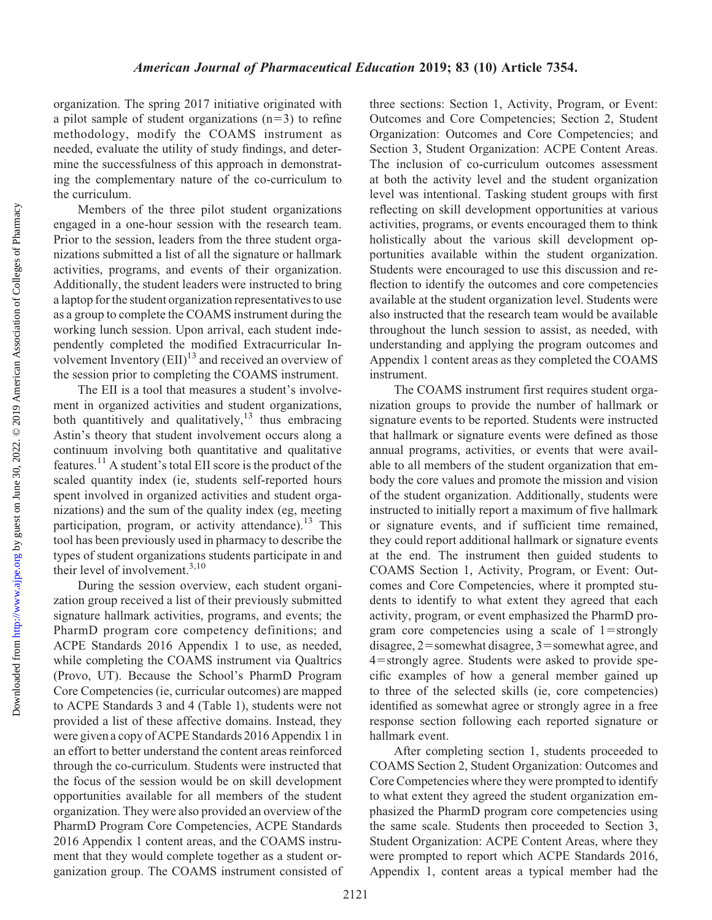organization. The spring 2017 initiative originated with a pilot sample of student organizations (n=3) to refine methodology, modify the COAMS instrument as needed, evaluate the utility of study findings, and determine the successfulness of this approach in demonstrating the complementary nature of the co-curriculum to the curriculum.

Members of the three pilot student organizations engaged in a one-hour session with the research team. Prior to the session, leaders from the three student organizations submitted a list of all the signature or hallmark activities, programs, and events of their organization. Additionally, the student leaders were instructed to bring a laptop for the student organization representatives to use as a group to complete the COAMS instrument during the working lunch session. Upon arrival, each student independently completed the modified Extracurricular Involvement Inventory (EII)[13] and received an overview of the session prior to completing the COAMS instrument.

The EII is a tool that measures a student's involvement in organized activities and student organizations, both quantitively and qualitatively,[13] thus embracing Astin's theory that student involvement occurs along a continuum involving both quantitative and qualitative features.[11] A student's total EII score is the product of the scaled quantity index (ie, students self-reported hours spent involved in organized activities and student organizations) and the sum of the quality index (eg, meeting participation, program, or activity attendance).[13] This tool has been previously used in pharmacy to describe the types of student organizations students participate in and their level of involvement.[3,10]

During the session overview, each student organization group received a list of their previously submitted signature hallmark activities, programs, and events; the PharmD program core competency definitions; and ACPE Standards 2016 Appendix 1 to use, as needed, while completing the COAMS instrument via Qualtrics (Provo, UT). Because the School's PharmD Program Core Competencies (ie, curricular outcomes) are mapped to ACPE Standards 3 and 4 (Table 1), students were not provided a list of these affective domains. Instead, they were given a copy of ACPE Standards 2016 Appendix 1 in an effort to better understand the content areas reinforced through the co-curriculum. Students were instructed that the focus of the session would be on skill development opportunities available for all members of the student organization. They were also provided an overview of the PharmD Program Core Competencies, ACPE Standards 2016 Appendix 1 content areas, and the COAMS instrument that they would complete together as a student organization group. The COAMS instrument consisted of three sections: Section 1, Activity, Program, or Event: Outcomes and Core Competencies; Section 2, Student Organization: Outcomes and Core Competencies; and Section 3, Student Organization: ACPE Content Areas. The inclusion of co-curriculum outcomes assessment at both the activity level and the student organization level was intentional. Tasking student groups with first reflecting on skill development opportunities at various activities, programs, or events encouraged them to think holistically about the various skill development opportunities available within the student organization. Students were encouraged to use this discussion and reflection to identify the outcomes and core competencies available at the student organization level. Students were also instructed that the research team would be available throughout the lunch session to assist, as needed, with understanding and applying the program outcomes and Appendix 1 content areas as they completed the COAMS instrument.

The COAMS instrument first requires student organization groups to provide the number of hallmark or signature events to be reported. Students were instructed that hallmark or signature events were defined as those annual programs, activities, or events that were available to all members of the student organization that embody the core values and promote the mission and vision of the student organization. Additionally, students were instructed to initially report a maximum of five hallmark or signature events, and if sufficient time remained, they could report additional hallmark or signature events at the end. The instrument then guided students to COAMS Section 1, Activity, Program, or Event: Outcomes and Core Competencies, where it prompted students to identify to what extent they agreed that each activity, program, or event emphasized the PharmD program core competencies using a scale of 1=strongly disagree, 2=somewhat disagree, 3=somewhat agree, and 4=strongly agree. Students were asked to provide specific examples of how a general member gained up to three of the selected skills (ie, core competencies) identified as somewhat agree or strongly agree in a free response section following each reported signature or hallmark event.

After completing section 1, students proceeded to COAMS Section 2, Student Organization: Outcomes and Core Competencies where they were prompted to identify to what extent they agreed the student organization emphasized the PharmD program core competencies using the same scale. Students then proceeded to Section 3, Student Organization: ACPE Content Areas, where they were prompted to report which ACPE Standards 2016, Appendix 1, content areas a typical member had the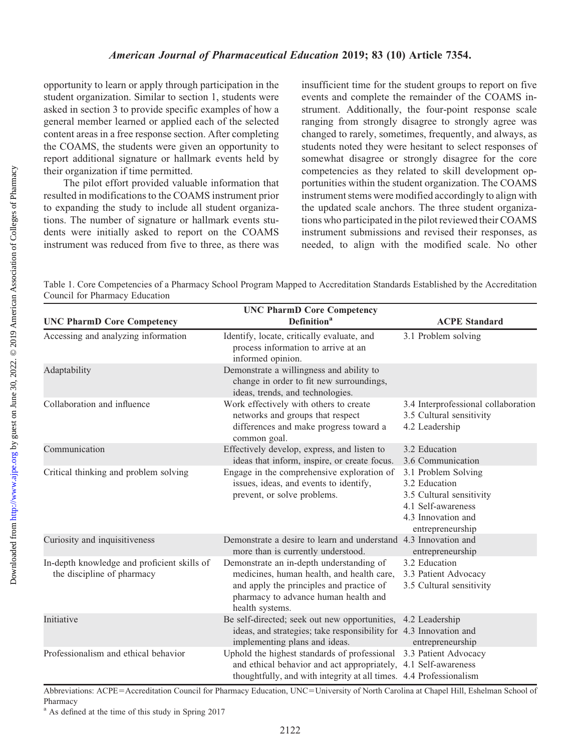opportunity to learn or apply through participation in the student organization. Similar to section 1, students were asked in section 3 to provide specific examples of how a general member learned or applied each of the selected content areas in a free response section. After completing the COAMS, the students were given an opportunity to report additional signature or hallmark events held by their organization if time permitted.

The pilot effort provided valuable information that resulted in modifications to the COAMS instrument prior to expanding the study to include all student organizations. The number of signature or hallmark events students were initially asked to report on the COAMS instrument was reduced from five to three, as there was insufficient time for the student groups to report on five events and complete the remainder of the COAMS instrument. Additionally, the four-point response scale ranging from strongly disagree to strongly agree was changed to rarely, sometimes, frequently, and always, as students noted they were hesitant to select responses of somewhat disagree or strongly disagree for the core competencies as they related to skill development opportunities within the student organization. The COAMS instrument stems were modified accordingly to align with the updated scale anchors. The three student organizations who participated in the pilot reviewed their COAMS instrument submissions and revised their responses, as needed, to align with the modified scale. No other

Table 1. Core Competencies of a Pharmacy School Program Mapped to Accreditation Standards Established by the Accreditation Council for Pharmacy Education

| UNC PharmD Core Competency | UNC PharmD Core Competency Definition[a] | ACPE Standard |
|---|---|---|
| Accessing and analyzing information | Identify, locate, critically evaluate, and process information to arrive at an informed opinion. | 3.1 Problem solving |
| Adaptability | Demonstrate a willingness and ability to change in order to fit new surroundings, ideas, trends, and technologies. | |
| Collaboration and influence | Work effectively with others to create networks and groups that respect differences and make progress toward a common goal. | 3.4 Interprofessional collaboration<br>3.5 Cultural sensitivity<br>4.2 Leadership |
| Communication | Effectively develop, express, and listen to ideas that inform, inspire, or create focus. | 3.2 Education<br>3.6 Communication |
| Critical thinking and problem solving | Engage in the comprehensive exploration of issues, ideas, and events to identify, prevent, or solve problems. | 3.1 Problem Solving<br>3.2 Education<br>3.5 Cultural sensitivity<br>4.1 Self-awareness<br>4.3 Innovation and entrepreneurship |
| Curiosity and inquisitiveness | Demonstrate a desire to learn and understand more than is currently understood. | 4.3 Innovation and entrepreneurship |
| In-depth knowledge and proficient skills of the discipline of pharmacy | Demonstrate an in-depth understanding of medicines, human health, and health care, and apply the principles and practice of pharmacy to advance human health and health systems. | 3.2 Education<br>3.3 Patient Advocacy<br>3.5 Cultural sensitivity |
| Initiative | Be self-directed; seek out new opportunities, ideas, and strategies; take responsibility for implementing plans and ideas. | 4.2 Leadership<br>4.3 Innovation and entrepreneurship |
| Professionalism and ethical behavior | Uphold the highest standards of professional and ethical behavior and act appropriately, thoughtfully, and with integrity at all times. | 3.3 Patient Advocacy<br>4.1 Self-awareness<br>4.4 Professionalism |

Abbreviations: ACPE=Accreditation Council for Pharmacy Education, UNC=University of North Carolina at Chapel Hill, Eshelman School of Pharmacy

[a] As defined at the time of this study in Spring 2017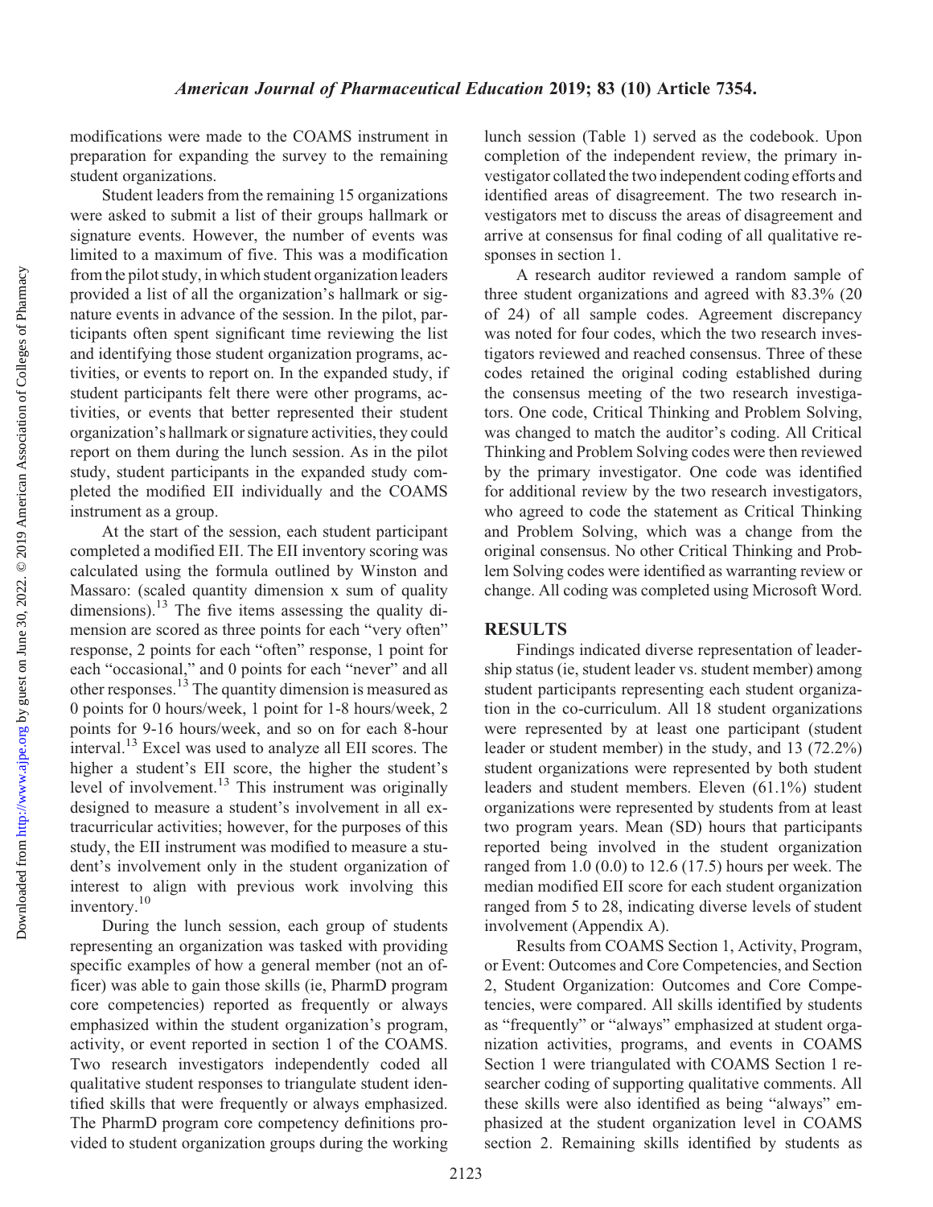modifications were made to the COAMS instrument in preparation for expanding the survey to the remaining student organizations.

Student leaders from the remaining 15 organizations were asked to submit a list of their groups hallmark or signature events. However, the number of events was limited to a maximum of five. This was a modification from the pilot study, in which student organization leaders provided a list of all the organization's hallmark or signature events in advance of the session. In the pilot, participants often spent significant time reviewing the list and identifying those student organization programs, activities, or events to report on. In the expanded study, if student participants felt there were other programs, activities, or events that better represented their student organization's hallmark or signature activities, they could report on them during the lunch session. As in the pilot study, student participants in the expanded study completed the modified EII individually and the COAMS instrument as a group.

At the start of the session, each student participant completed a modified EII. The EII inventory scoring was calculated using the formula outlined by Winston and Massaro: (scaled quantity dimension x sum of quality dimensions).[13] The five items assessing the quality dimension are scored as three points for each "very often" response, 2 points for each "often" response, 1 point for each "occasional," and 0 points for each "never" and all other responses.[13] The quantity dimension is measured as 0 points for 0 hours/week, 1 point for 1-8 hours/week, 2 points for 9-16 hours/week, and so on for each 8-hour interval.[13] Excel was used to analyze all EII scores. The higher a student's EII score, the higher the student's level of involvement.[13] This instrument was originally designed to measure a student's involvement in all extracurricular activities; however, for the purposes of this study, the EII instrument was modified to measure a student's involvement only in the student organization of interest to align with previous work involving this inventory.[10]

During the lunch session, each group of students representing an organization was tasked with providing specific examples of how a general member (not an officer) was able to gain those skills (ie, PharmD program core competencies) reported as frequently or always emphasized within the student organization's program, activity, or event reported in section 1 of the COAMS. Two research investigators independently coded all qualitative student responses to triangulate student identified skills that were frequently or always emphasized. The PharmD program core competency definitions provided to student organization groups during the working lunch session (Table 1) served as the codebook. Upon completion of the independent review, the primary investigator collated the two independent coding efforts and identified areas of disagreement. The two research investigators met to discuss the areas of disagreement and arrive at consensus for final coding of all qualitative responses in section 1.

A research auditor reviewed a random sample of three student organizations and agreed with 83.3% (20 of 24) of all sample codes. Agreement discrepancy was noted for four codes, which the two research investigators reviewed and reached consensus. Three of these codes retained the original coding established during the consensus meeting of the two research investigators. One code, Critical Thinking and Problem Solving, was changed to match the auditor's coding. All Critical Thinking and Problem Solving codes were then reviewed by the primary investigator. One code was identified for additional review by the two research investigators, who agreed to code the statement as Critical Thinking and Problem Solving, which was a change from the original consensus. No other Critical Thinking and Problem Solving codes were identified as warranting review or change. All coding was completed using Microsoft Word.

## RESULTS

Findings indicated diverse representation of leadership status (ie, student leader vs. student member) among student participants representing each student organization in the co-curriculum. All 18 student organizations were represented by at least one participant (student leader or student member) in the study, and 13 (72.2%) student organizations were represented by both student leaders and student members. Eleven (61.1%) student organizations were represented by students from at least two program years. Mean (SD) hours that participants reported being involved in the student organization ranged from 1.0 (0.0) to 12.6 (17.5) hours per week. The median modified EII score for each student organization ranged from 5 to 28, indicating diverse levels of student involvement (Appendix A).

Results from COAMS Section 1, Activity, Program, or Event: Outcomes and Core Competencies, and Section 2, Student Organization: Outcomes and Core Competencies, were compared. All skills identified by students as "frequently" or "always" emphasized at student organization activities, programs, and events in COAMS Section 1 were triangulated with COAMS Section 1 researcher coding of supporting qualitative comments. All these skills were also identified as being "always" emphasized at the student organization level in COAMS section 2. Remaining skills identified by students as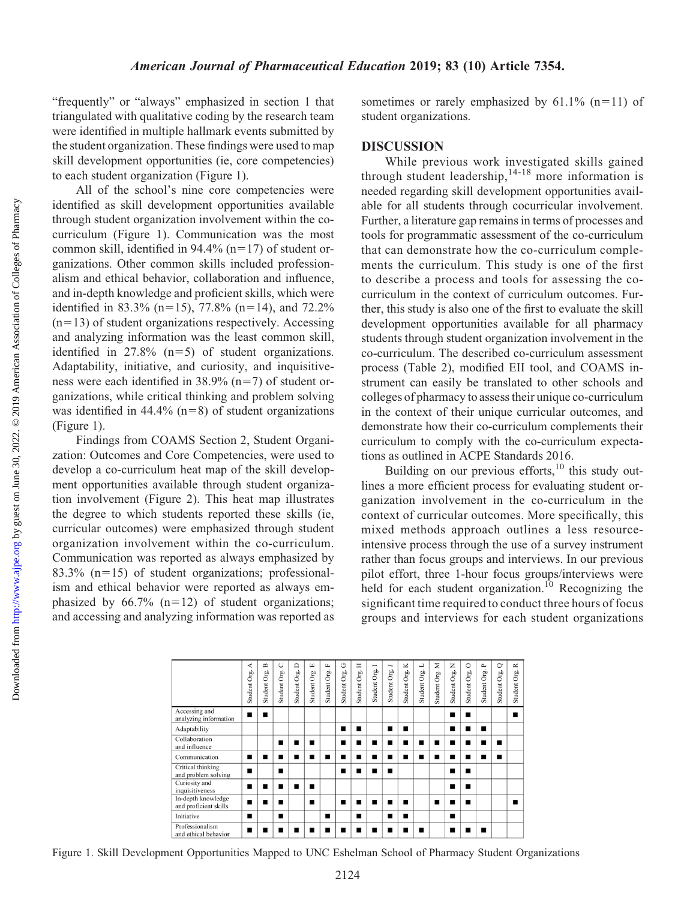"frequently" or "always" emphasized in section 1 that triangulated with qualitative coding by the research team were identified in multiple hallmark events submitted by the student organization. These findings were used to map skill development opportunities (ie, core competencies) to each student organization (Figure 1).

All of the school's nine core competencies were identified as skill development opportunities available through student organization involvement within the co-curriculum (Figure 1). Communication was the most common skill, identified in 94.4% (n=17) of student organizations. Other common skills included professionalism and ethical behavior, collaboration and influence, and in-depth knowledge and proficient skills, which were identified in 83.3% (n=15), 77.8% (n=14), and 72.2% (n=13) of student organizations respectively. Accessing and analyzing information was the least common skill, identified in 27.8% (n=5) of student organizations. Adaptability, initiative, and curiosity, and inquisitiveness were each identified in 38.9% (n=7) of student organizations, while critical thinking and problem solving was identified in 44.4% (n=8) of student organizations (Figure 1).

Findings from COAMS Section 2, Student Organization: Outcomes and Core Competencies, were used to develop a co-curriculum heat map of the skill development opportunities available through student organization involvement (Figure 2). This heat map illustrates the degree to which students reported these skills (ie, curricular outcomes) were emphasized through student organization involvement within the co-curriculum. Communication was reported as always emphasized by 83.3% (n=15) of student organizations; professionalism and ethical behavior were reported as always emphasized by 66.7% (n=12) of student organizations; and accessing and analyzing information was reported as sometimes or rarely emphasized by 61.1% (n=11) of student organizations.

## DISCUSSION

While previous work investigated skills gained through student leadership,[14-18] more information is needed regarding skill development opportunities available for all students through cocurricular involvement. Further, a literature gap remains in terms of processes and tools for programmatic assessment of the co-curriculum that can demonstrate how the co-curriculum complements the curriculum. This study is one of the first to describe a process and tools for assessing the co-curriculum in the context of curriculum outcomes. Further, this study is also one of the first to evaluate the skill development opportunities available for all pharmacy students through student organization involvement in the co-curriculum. The described co-curriculum assessment process (Table 2), modified EII tool, and COAMS instrument can easily be translated to other schools and colleges of pharmacy to assess their unique co-curriculum in the context of their unique curricular outcomes, and demonstrate how their co-curriculum complements their curriculum to comply with the co-curriculum expectations as outlined in ACPE Standards 2016.

Building on our previous efforts,[10] this study outlines a more efficient process for evaluating student organization involvement in the co-curriculum in the context of curricular outcomes. More specifically, this mixed methods approach outlines a less resource-intensive process through the use of a survey instrument rather than focus groups and interviews. In our previous pilot effort, three 1-hour focus groups/interviews were held for each student organization.[10] Recognizing the significant time required to conduct three hours of focus groups and interviews for each student organizations

| | Student Org. A | Student Org. B | Student Org. C | Student Org. D | Student Org. E | Student Org. F | Student Org. G | Student Org. H | Student Org. I | Student Org. J | Student Org. K | Student Org. L | Student Org. M | Student Org. N | Student Org. O | Student Org. P | Student Org. Q | Student Org. R |
|---|---|---|---|---|---|---|---|---|---|---|---|---|---|---|---|---|---|---|
| Accessing and analyzing information | ■ | ■ | | | | | | | | | | | | ■ | ■ | | | ■ |
| Adaptability | | | | | | | ■ | ■ | | ■ | ■ | | | ■ | ■ | ■ | | |
| Collaboration and influence | | | ■ | ■ | ■ | | ■ | ■ | ■ | ■ | ■ | ■ | ■ | ■ | ■ | ■ | ■ | |
| Communication | ■ | ■ | ■ | ■ | ■ | ■ | ■ | ■ | ■ | ■ | ■ | ■ | ■ | ■ | ■ | ■ | ■ | |
| Critical thinking and problem solving | ■ | | ■ | | | | ■ | ■ | ■ | ■ | | | | ■ | ■ | | | |
| Curiosity and inquisitiveness | ■ | ■ | ■ | ■ | ■ | | | | | | | | | ■ | ■ | | | |
| In-depth knowledge and proficient skills | ■ | ■ | ■ | | ■ | | ■ | ■ | ■ | ■ | ■ | | ■ | ■ | ■ | | | ■ |
| Initiative | ■ | | ■ | | | ■ | | ■ | | ■ | ■ | | | ■ | | | | |
| Professionalism and ethical behavior | ■ | ■ | ■ | ■ | ■ | ■ | ■ | ■ | ■ | ■ | ■ | ■ | | ■ | ■ | ■ | | |

Figure 1. Skill Development Opportunities Mapped to UNC Eshelman School of Pharmacy Student Organizations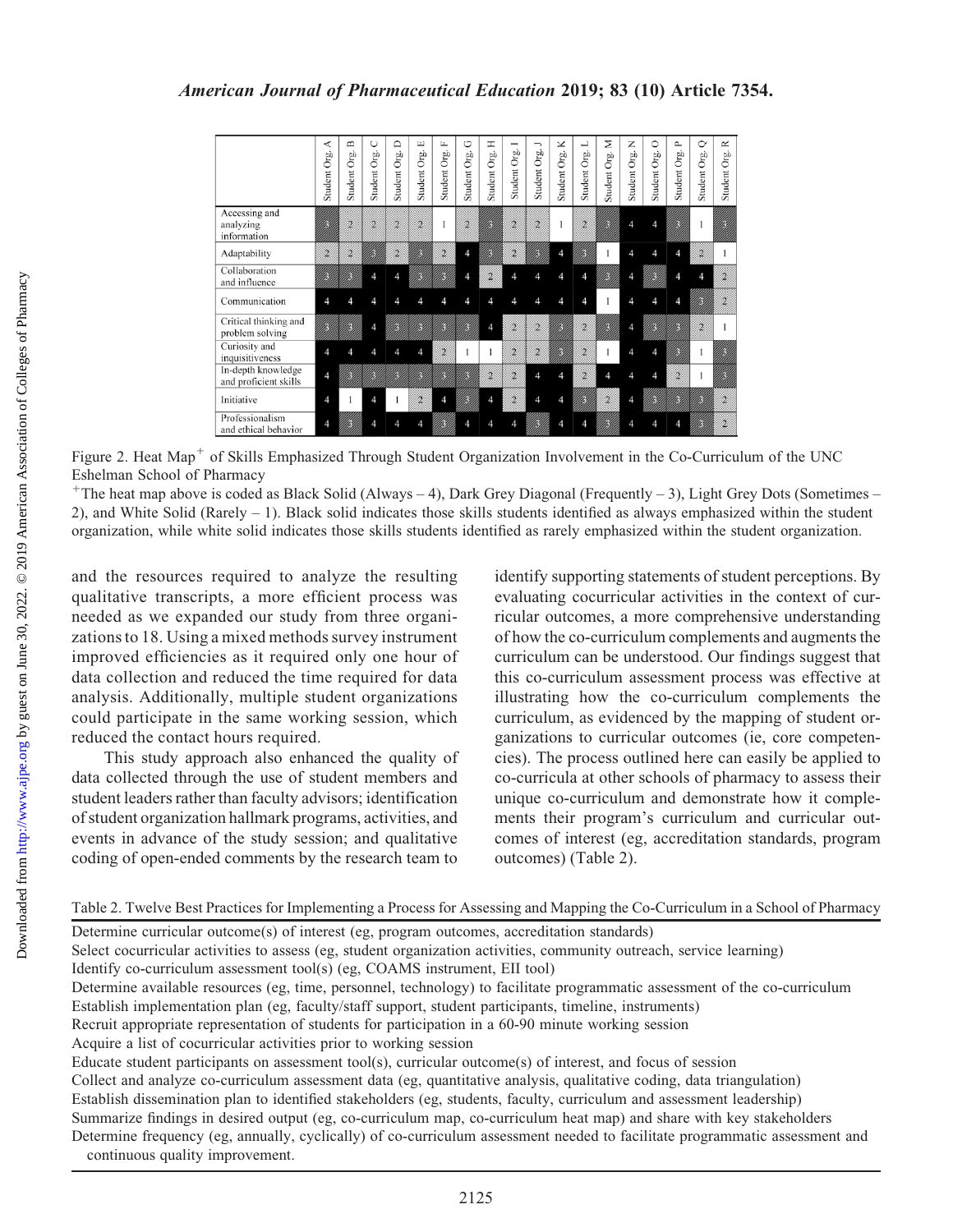|  | Student Org. A | Student Org. B | Student Org. C | Student Org. D | Student Org. E | Student Org. F | Student Org. G | Student Org. H | Student Org. I | Student Org. J | Student Org. K | Student Org. L | Student Org. M | Student Org. N | Student Org. O | Student Org. P | Student Org. Q | Student Org. R |
|---|---|---|---|---|---|---|---|---|---|---|---|---|---|---|---|---|---|---|
| Accessing and analyzing information | 3 | 2 | 2 | 2 | 2 | 1 | 2 | 3 | 2 | 2 | 1 | 2 | 3 | 4 | 4 | 3 | 1 | 3 |
| Adaptability | 2 | 2 | 3 | 2 | 3 | 2 | 4 | 3 | 2 | 3 | 4 | 3 | 1 | 4 | 4 | 4 | 2 | 1 |
| Collaboration and influence | 3 | 3 | 4 | 4 | 3 | 3 | 4 | 2 | 4 | 4 | 4 | 4 | 3 | 4 | 3 | 4 | 4 | 2 |
| Communication | 4 | 4 | 4 | 4 | 4 | 4 | 4 | 4 | 4 | 4 | 4 | 4 | 1 | 4 | 4 | 4 | 3 | 2 |
| Critical thinking and problem solving | 3 | 3 | 4 | 3 | 3 | 3 | 3 | 4 | 2 | 2 | 3 | 2 | 3 | 4 | 3 | 3 | 2 | 1 |
| Curiosity and inquisitiveness | 4 | 4 | 4 | 4 | 4 | 2 | 1 | 1 | 2 | 2 | 3 | 2 | 1 | 4 | 4 | 3 | 1 | 3 |
| In-depth knowledge and proficient skills | 4 | 3 | 3 | 3 | 3 | 3 | 3 | 2 | 2 | 4 | 4 | 2 | 4 | 4 | 4 | 2 | 1 | 3 |
| Initiative | 4 | 1 | 4 | 1 | 2 | 4 | 3 | 4 | 2 | 4 | 4 | 3 | 2 | 4 | 3 | 3 | 3 | 2 |
| Professionalism and ethical behavior | 4 | 3 | 4 | 4 | 4 | 3 | 4 | 4 | 4 | 3 | 4 | 4 | 3 | 4 | 4 | 4 | 3 | 2 |

Figure 2. Heat Map[+] of Skills Emphasized Through Student Organization Involvement in the Co-Curriculum of the UNC Eshelman School of Pharmacy

[+]The heat map above is coded as Black Solid (Always – 4), Dark Grey Diagonal (Frequently – 3), Light Grey Dots (Sometimes – 2), and White Solid (Rarely – 1). Black solid indicates those skills students identified as always emphasized within the student organization, while white solid indicates those skills students identified as rarely emphasized within the student organization.

and the resources required to analyze the resulting qualitative transcripts, a more efficient process was needed as we expanded our study from three organizations to 18. Using a mixed methods survey instrument improved efficiencies as it required only one hour of data collection and reduced the time required for data analysis. Additionally, multiple student organizations could participate in the same working session, which reduced the contact hours required.

This study approach also enhanced the quality of data collected through the use of student members and student leaders rather than faculty advisors; identification of student organization hallmark programs, activities, and events in advance of the study session; and qualitative coding of open-ended comments by the research team to identify supporting statements of student perceptions. By evaluating cocurricular activities in the context of curricular outcomes, a more comprehensive understanding of how the co-curriculum complements and augments the curriculum can be understood. Our findings suggest that this co-curriculum assessment process was effective at illustrating how the co-curriculum complements the curriculum, as evidenced by the mapping of student organizations to curricular outcomes (ie, core competencies). The process outlined here can easily be applied to co-curricula at other schools of pharmacy to assess their unique co-curriculum and demonstrate how it complements their program's curriculum and curricular outcomes of interest (eg, accreditation standards, program outcomes) (Table 2).

Table 2. Twelve Best Practices for Implementing a Process for Assessing and Mapping the Co-Curriculum in a School of Pharmacy

| |
|---|
| Determine curricular outcome(s) of interest (eg, program outcomes, accreditation standards) |
| Select cocurricular activities to assess (eg, student organization activities, community outreach, service learning) |
| Identify co-curriculum assessment tool(s) (eg, COAMS instrument, EII tool) |
| Determine available resources (eg, time, personnel, technology) to facilitate programmatic assessment of the co-curriculum |
| Establish implementation plan (eg, faculty/staff support, student participants, timeline, instruments) |
| Recruit appropriate representation of students for participation in a 60-90 minute working session |
| Acquire a list of cocurricular activities prior to working session |
| Educate student participants on assessment tool(s), curricular outcome(s) of interest, and focus of session |
| Collect and analyze co-curriculum assessment data (eg, quantitative analysis, qualitative coding, data triangulation) |
| Establish dissemination plan to identified stakeholders (eg, students, faculty, curriculum and assessment leadership) |
| Summarize findings in desired output (eg, co-curriculum map, co-curriculum heat map) and share with key stakeholders |
| Determine frequency (eg, annually, cyclically) of co-curriculum assessment needed to facilitate programmatic assessment and continuous quality improvement. |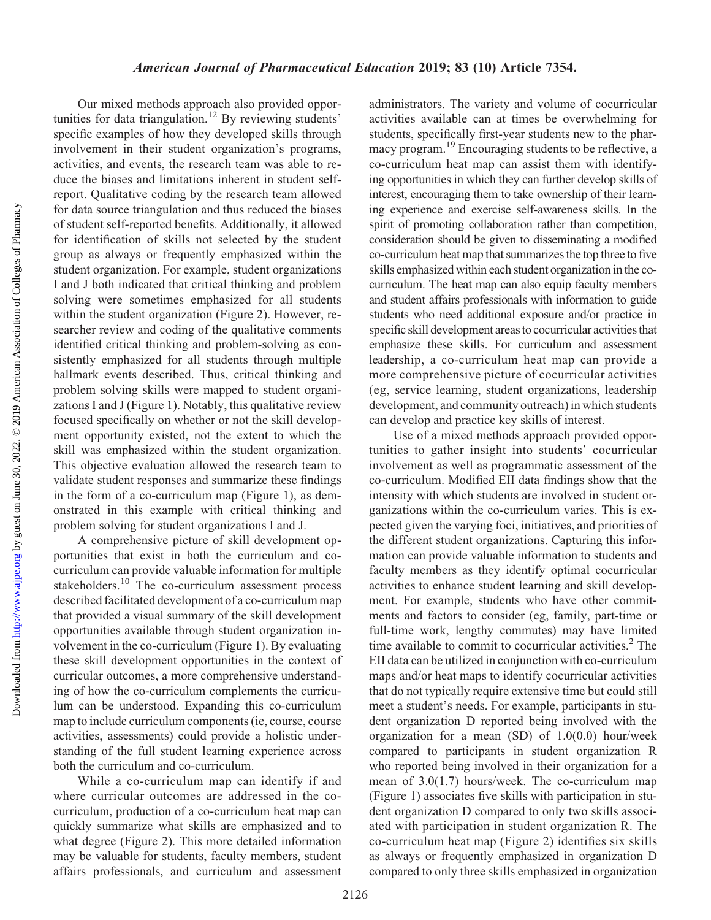Our mixed methods approach also provided opportunities for data triangulation.[12] By reviewing students' specific examples of how they developed skills through involvement in their student organization's programs, activities, and events, the research team was able to reduce the biases and limitations inherent in student self-report. Qualitative coding by the research team allowed for data source triangulation and thus reduced the biases of student self-reported benefits. Additionally, it allowed for identification of skills not selected by the student group as always or frequently emphasized within the student organization. For example, student organizations I and J both indicated that critical thinking and problem solving were sometimes emphasized for all students within the student organization (Figure 2). However, researcher review and coding of the qualitative comments identified critical thinking and problem-solving as consistently emphasized for all students through multiple hallmark events described. Thus, critical thinking and problem solving skills were mapped to student organizations I and J (Figure 1). Notably, this qualitative review focused specifically on whether or not the skill development opportunity existed, not the extent to which the skill was emphasized within the student organization. This objective evaluation allowed the research team to validate student responses and summarize these findings in the form of a co-curriculum map (Figure 1), as demonstrated in this example with critical thinking and problem solving for student organizations I and J.

A comprehensive picture of skill development opportunities that exist in both the curriculum and co-curriculum can provide valuable information for multiple stakeholders.[10] The co-curriculum assessment process described facilitated development of a co-curriculum map that provided a visual summary of the skill development opportunities available through student organization involvement in the co-curriculum (Figure 1). By evaluating these skill development opportunities in the context of curricular outcomes, a more comprehensive understanding of how the co-curriculum complements the curriculum can be understood. Expanding this co-curriculum map to include curriculum components (ie, course, course activities, assessments) could provide a holistic understanding of the full student learning experience across both the curriculum and co-curriculum.

While a co-curriculum map can identify if and where curricular outcomes are addressed in the co-curriculum, production of a co-curriculum heat map can quickly summarize what skills are emphasized and to what degree (Figure 2). This more detailed information may be valuable for students, faculty members, student affairs professionals, and curriculum and assessment administrators. The variety and volume of cocurricular activities available can at times be overwhelming for students, specifically first-year students new to the pharmacy program.[19] Encouraging students to be reflective, a co-curriculum heat map can assist them with identifying opportunities in which they can further develop skills of interest, encouraging them to take ownership of their learning experience and exercise self-awareness skills. In the spirit of promoting collaboration rather than competition, consideration should be given to disseminating a modified co-curriculum heat map that summarizes the top three to five skills emphasized within each student organization in the co-curriculum. The heat map can also equip faculty members and student affairs professionals with information to guide students who need additional exposure and/or practice in specific skill development areas to cocurricular activities that emphasize these skills. For curriculum and assessment leadership, a co-curriculum heat map can provide a more comprehensive picture of cocurricular activities (eg, service learning, student organizations, leadership development, and community outreach) in which students can develop and practice key skills of interest.

Use of a mixed methods approach provided opportunities to gather insight into students' cocurricular involvement as well as programmatic assessment of the co-curriculum. Modified EII data findings show that the intensity with which students are involved in student organizations within the co-curriculum varies. This is expected given the varying foci, initiatives, and priorities of the different student organizations. Capturing this information can provide valuable information to students and faculty members as they identify optimal cocurricular activities to enhance student learning and skill development. For example, students who have other commitments and factors to consider (eg, family, part-time or full-time work, lengthy commutes) may have limited time available to commit to cocurricular activities.[2] The EII data can be utilized in conjunction with co-curriculum maps and/or heat maps to identify cocurricular activities that do not typically require extensive time but could still meet a student's needs. For example, participants in student organization D reported being involved with the organization for a mean (SD) of 1.0(0.0) hour/week compared to participants in student organization R who reported being involved in their organization for a mean of 3.0(1.7) hours/week. The co-curriculum map (Figure 1) associates five skills with participation in student organization D compared to only two skills associated with participation in student organization R. The co-curriculum heat map (Figure 2) identifies six skills as always or frequently emphasized in organization D compared to only three skills emphasized in organization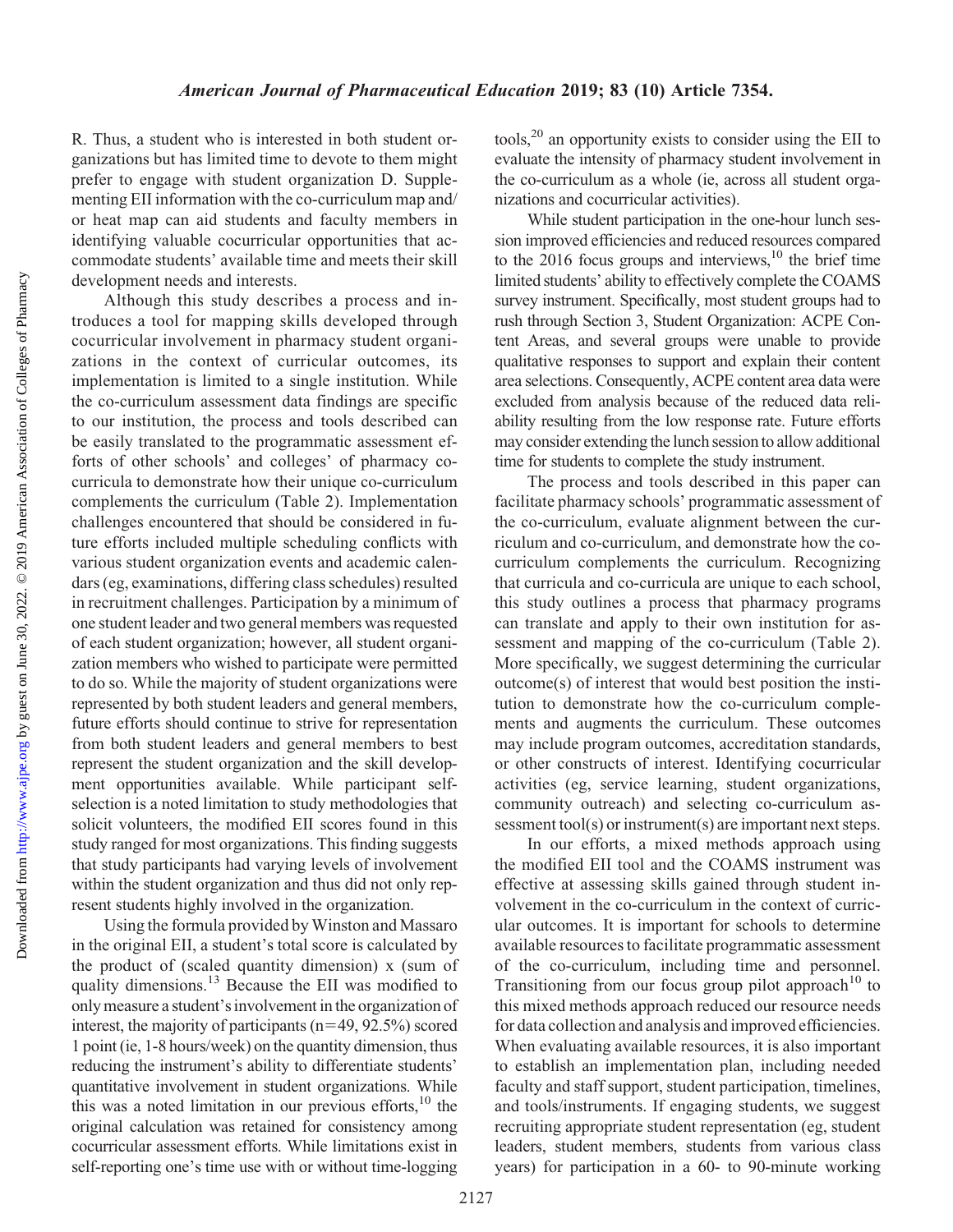R. Thus, a student who is interested in both student organizations but has limited time to devote to them might prefer to engage with student organization D. Supplementing EII information with the co-curriculum map and/or heat map can aid students and faculty members in identifying valuable cocurricular opportunities that accommodate students' available time and meets their skill development needs and interests.

Although this study describes a process and introduces a tool for mapping skills developed through cocurricular involvement in pharmacy student organizations in the context of curricular outcomes, its implementation is limited to a single institution. While the co-curriculum assessment data findings are specific to our institution, the process and tools described can be easily translated to the programmatic assessment efforts of other schools' and colleges' of pharmacy co-curricula to demonstrate how their unique co-curriculum complements the curriculum (Table 2). Implementation challenges encountered that should be considered in future efforts included multiple scheduling conflicts with various student organization events and academic calendars (eg, examinations, differing class schedules) resulted in recruitment challenges. Participation by a minimum of one student leader and two general members was requested of each student organization; however, all student organization members who wished to participate were permitted to do so. While the majority of student organizations were represented by both student leaders and general members, future efforts should continue to strive for representation from both student leaders and general members to best represent the student organization and the skill development opportunities available. While participant self-selection is a noted limitation to study methodologies that solicit volunteers, the modified EII scores found in this study ranged for most organizations. This finding suggests that study participants had varying levels of involvement within the student organization and thus did not only represent students highly involved in the organization.

Using the formula provided by Winston and Massaro in the original EII, a student's total score is calculated by the product of (scaled quantity dimension) x (sum of quality dimensions.[13] Because the EII was modified to only measure a student's involvement in the organization of interest, the majority of participants (n=49, 92.5%) scored 1 point (ie, 1-8 hours/week) on the quantity dimension, thus reducing the instrument's ability to differentiate students' quantitative involvement in student organizations. While this was a noted limitation in our previous efforts,[10] the original calculation was retained for consistency among cocurricular assessment efforts. While limitations exist in self-reporting one's time use with or without time-logging tools,[20] an opportunity exists to consider using the EII to evaluate the intensity of pharmacy student involvement in the co-curriculum as a whole (ie, across all student organizations and cocurricular activities).

While student participation in the one-hour lunch session improved efficiencies and reduced resources compared to the 2016 focus groups and interviews,[10] the brief time limited students' ability to effectively complete the COAMS survey instrument. Specifically, most student groups had to rush through Section 3, Student Organization: ACPE Content Areas, and several groups were unable to provide qualitative responses to support and explain their content area selections. Consequently, ACPE content area data were excluded from analysis because of the reduced data reliability resulting from the low response rate. Future efforts may consider extending the lunch session to allow additional time for students to complete the study instrument.

The process and tools described in this paper can facilitate pharmacy schools' programmatic assessment of the co-curriculum, evaluate alignment between the curriculum and co-curriculum, and demonstrate how the co-curriculum complements the curriculum. Recognizing that curricula and co-curricula are unique to each school, this study outlines a process that pharmacy programs can translate and apply to their own institution for assessment and mapping of the co-curriculum (Table 2). More specifically, we suggest determining the curricular outcome(s) of interest that would best position the institution to demonstrate how the co-curriculum complements and augments the curriculum. These outcomes may include program outcomes, accreditation standards, or other constructs of interest. Identifying cocurricular activities (eg, service learning, student organizations, community outreach) and selecting co-curriculum assessment tool(s) or instrument(s) are important next steps.

In our efforts, a mixed methods approach using the modified EII tool and the COAMS instrument was effective at assessing skills gained through student involvement in the co-curriculum in the context of curricular outcomes. It is important for schools to determine available resources to facilitate programmatic assessment of the co-curriculum, including time and personnel. Transitioning from our focus group pilot approach[10] to this mixed methods approach reduced our resource needs for data collection and analysis and improved efficiencies. When evaluating available resources, it is also important to establish an implementation plan, including needed faculty and staff support, student participation, timelines, and tools/instruments. If engaging students, we suggest recruiting appropriate student representation (eg, student leaders, student members, students from various class years) for participation in a 60- to 90-minute working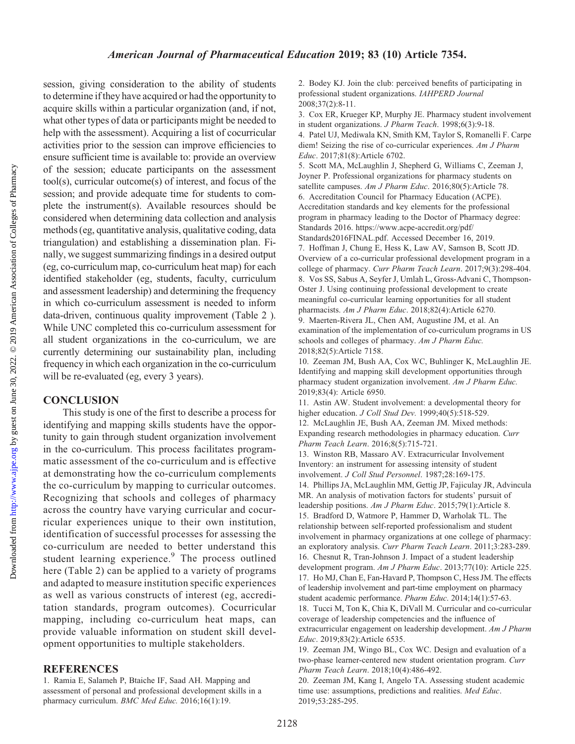session, giving consideration to the ability of students to determine if they have acquired or had the opportunity to acquire skills within a particular organization (and, if not, what other types of data or participants might be needed to help with the assessment). Acquiring a list of cocurricular activities prior to the session can improve efficiencies to ensure sufficient time is available to: provide an overview of the session; educate participants on the assessment tool(s), curricular outcome(s) of interest, and focus of the session; and provide adequate time for students to complete the instrument(s). Available resources should be considered when determining data collection and analysis methods (eg, quantitative analysis, qualitative coding, data triangulation) and establishing a dissemination plan. Finally, we suggest summarizing findings in a desired output (eg, co-curriculum map, co-curriculum heat map) for each identified stakeholder (eg, students, faculty, curriculum and assessment leadership) and determining the frequency in which co-curriculum assessment is needed to inform data-driven, continuous quality improvement (Table 2 ). While UNC completed this co-curriculum assessment for all student organizations in the co-curriculum, we are currently determining our sustainability plan, including frequency in which each organization in the co-curriculum will be re-evaluated (eg, every 3 years).

## CONCLUSION

This study is one of the first to describe a process for identifying and mapping skills students have the opportunity to gain through student organization involvement in the co-curriculum. This process facilitates programmatic assessment of the co-curriculum and is effective at demonstrating how the co-curriculum complements the co-curriculum by mapping to curricular outcomes. Recognizing that schools and colleges of pharmacy across the country have varying curricular and cocurricular experiences unique to their own institution, identification of successful processes for assessing the co-curriculum are needed to better understand this student learning experience.[9] The process outlined here (Table 2) can be applied to a variety of programs and adapted to measure institution specific experiences as well as various constructs of interest (eg, accreditation standards, program outcomes). Cocurricular mapping, including co-curriculum heat maps, can provide valuable information on student skill development opportunities to multiple stakeholders.

## REFERENCES

1. Ramia E, Salameh P, Btaiche IF, Saad AH. Mapping and assessment of personal and professional development skills in a pharmacy curriculum. *BMC Med Educ.* 2016;16(1):19.
2. Bodey KJ. Join the club: perceived benefits of participating in professional student organizations. *IAHPERD Journal* 2008;37(2):8-11.
3. Cox ER, Krueger KP, Murphy JE. Pharmacy student involvement in student organizations. *J Pharm Teach*. 1998;6(3):9-18.
4. Patel UJ, Mediwala KN, Smith KM, Taylor S, Romanelli F. Carpe diem! Seizing the rise of co-curricular experiences. *Am J Pharm Educ*. 2017;81(8):Article 6702.
5. Scott MA, McLaughlin J, Shepherd G, Williams C, Zeeman J, Joyner P. Professional organizations for pharmacy students on satellite campuses. *Am J Pharm Educ*. 2016;80(5):Article 78.
6. Accreditation Council for Pharmacy Education (ACPE). Accreditation standards and key elements for the professional program in pharmacy leading to the Doctor of Pharmacy degree: Standards 2016. https://www.acpe-accredit.org/pdf/Standards2016FINAL.pdf. Accessed December 16, 2019.
7. Hoffman J, Chung E, Hess K, Law AV, Samson B, Scott JD. Overview of a co-curricular professional development program in a college of pharmacy. *Curr Pharm Teach Learn*. 2017;9(3):298-404.
8. Vos SS, Sabus A, Seyfer J, Umlah L, Gross-Advani C, Thompson-Oster J. Using continuing professional development to create meaningful co-curricular learning opportunities for all student pharmacists. *Am J Pharm Educ*. 2018;82(4):Article 6270.
9. Maerten-Rivera JL, Chen AM, Augustine JM, et al. An examination of the implementation of co-curriculum programs in US schools and colleges of pharmacy. *Am J Pharm Educ.* 2018;82(5):Article 7158.
10. Zeeman JM, Bush AA, Cox WC, Buhlinger K, McLaughlin JE. Identifying and mapping skill development opportunities through pharmacy student organization involvement. *Am J Pharm Educ.* 2019;83(4): Article 6950.
11. Astin AW. Student involvement: a developmental theory for higher education. *J Coll Stud Dev.* 1999;40(5):518-529.
12. McLaughlin JE, Bush AA, Zeeman JM. Mixed methods: Expanding research methodologies in pharmacy education. *Curr Pharm Teach Learn*. 2016;8(5):715-721.
13. Winston RB, Massaro AV. Extracurricular Involvement Inventory: an instrument for assessing intensity of student involvement. *J Coll Stud Personnel*. 1987;28:169-175.
14. Phillips JA, McLaughlin MM, Gettig JP, Fajiculay JR, Advincula MR. An analysis of motivation factors for students' pursuit of leadership positions. *Am J Pharm Educ*. 2015;79(1):Article 8.
15. Bradford D, Watmore P, Hammer D, Warholak TL. The relationship between self-reported professionalism and student involvement in pharmacy organizations at one college of pharmacy: an exploratory analysis. *Curr Pharm Teach Learn*. 2011;3:283-289.
16. Chesnut R, Tran-Johnson J. Impact of a student leadership development program. *Am J Pharm Educ*. 2013;77(10): Article 225.
17. Ho MJ, Chan E, Fan-Havard P, Thompson C, Hess JM. The effects of leadership involvement and part-time employment on pharmacy student academic performance. *Pharm Educ*. 2014;14(1):57-63.
18. Tucci M, Ton K, Chia K, DiVall M. Curricular and co-curricular coverage of leadership competencies and the influence of extracurricular engagement on leadership development. *Am J Pharm Educ*. 2019;83(2):Article 6535.
19. Zeeman JM, Wingo BL, Cox WC. Design and evaluation of a two-phase learner-centered new student orientation program. *Curr Pharm Teach Learn*. 2018;10(4):486-492.
20. Zeeman JM, Kang I, Angelo TA. Assessing student academic time use: assumptions, predictions and realities. *Med Educ*. 2019;53:285-295.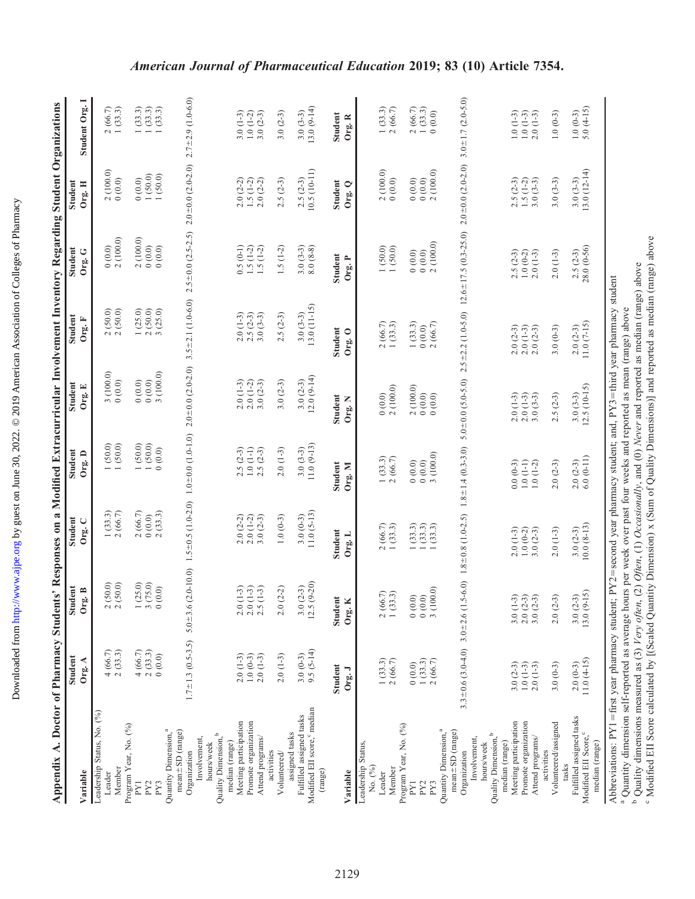## Appendix A. Doctor of Pharmacy Students' Responses on a Modified Extracurricular Involvement Inventory Regarding Student Organizations

| Variable | Student Org. A | Student Org. B | Student Org. C | Student Org. D | Student Org. E | Student Org. F | Student Org. G | Student Org. H | Student Org. I |
|---|---|---|---|---|---|---|---|---|---|
| Leadership Status, No. (%) | | | | | | | | | |
| Leader | 4 (66.7) | 2 (50.0) | 1 (33.3) | 1 (50.0) | 3 (100.0) | 2 (50.0) | 0 (0.0) | 2 (100.0) | 2 (66.7) |
| Member | 2 (33.3) | 2 (50.0) | 2 (66.7) | 1 (50.0) | 0 (0.0) | 2 (50.0) | 2 (100.0) | 0 (0.0) | 1 (33.3) |
| Program Year, No. (%) | | | | | | | | | |
| PY1 | 4 (66.7) | 1 (25.0) | 2 (66.7) | 1 (50.0) | 0 (0.0) | 1 (25.0) | 2 (100.0) | 0 (0.0) | 1 (33.3) |
| PY2 | 2 (33.3) | 3 (75.0) | 0 (0.0) | 1 (50.0) | 0 (0.0) | 2 (50.0) | 0 (0.0) | 1 (50.0) | 1 (33.3) |
| PY3 | 0 (0.0) | 0 (0.0) | 2 (33.3) | 0 (0.0) | 3 (100.0) | 3 (25.0) | 0 (0.0) | 1 (50.0) | 1 (33.3) |
| Quantity Dimension,[a] mean±SD (range) | | | | | | | | | |
| Organization Involvement, hours/week | 1.7±1.3 (0.5-3.5) | 5.0±3.6 (2.0-10.0) | 1.5±0.5 (1.0-2.0) | 1.0±0.0 (1.0-1.0) | 2.0±0.0 (2.0-2.0) | 3.5±2.1 (1.0-6.0) | 2.5±0.0 (2.5-2.5) | 2.0±0.0 (2.0-2.0) | 2.7±2.9 (1.0-6.0) |
| Quality Dimension,[b] median (range) | | | | | | | | | |
| Meeting participation | 2.0 (1-3) | 2.0 (1-3) | 2.0 (2-2) | 2.5 (2-3) | 2.0 (1-3) | 2.0 (1-3) | 0.5 (0-1) | 2.0 (2-2) | 3.0 (1-3) |
| Promote organization | 1.0 (0-3) | 2.0 (1-3) | 2.0 (1-2) | 1.0 (1-1) | 2.0 (1-2) | 2.5 (2-3) | 1.5 (1-2) | 1.5 (1-2) | 1.0 (1-2) |
| Attend programs/activities | 2.0 (1-3) | 2.5 (1-3) | 3.0 (2-3) | 2.5 (2-3) | 3.0 (2-3) | 3.0 (3-3) | 1.5 (1-2) | 2.0 (2-2) | 3.0 (2-3) |
| Volunteered/assigned tasks | 2.0 (1-3) | 2.0 (2-2) | 1.0 (0-3) | 2.0 (1-3) | 3.0 (2-3) | 2.5 (2-3) | 1.5 (1-2) | 2.5 (2-3) | 3.0 (2-3) |
| Fulfilled assigned tasks | 3.0 (0-3) | 3.0 (2-3) | 3.0 (0-3) | 3.0 (3-3) | 3.0 (2-3) | 3.0 (3-3) | 3.0 (3-3) | 2.5 (2-3) | 3.0 (3-3) |
| Modified EII score,[c] median (range) | 9.5 (5-14) | 12.5 (9-20) | 11.0 (5-13) | 11.0 (9-13) | 12.0 (9-14) | 13.0 (11-15) | 8.0 (8-8) | 10.5 (10-11) | 13.0 (9-14) |

| Variable | Student Org. J | Student Org. K | Student Org. L | Student Org. M | Student Org. N | Student Org. O | Student Org. P | Student Org. Q | Student Org. R |
|---|---|---|---|---|---|---|---|---|---|
| Leadership Status, No. (%) | | | | | | | | | |
| Leader | 1 (33.3) | 2 (66.7) | 2 (66.7) | 1 (33.3) | 0 (0.0) | 2 (66.7) | 1 (50.0) | 2 (100.0) | 1 (33.3) |
| Member | 2 (66.7) | 1 (33.3) | 1 (33.3) | 2 (66.7) | 2 (100.0) | 1 (33.3) | 1 (50.0) | 0 (0.0) | 2 (66.7) |
| Program Year, No. (%) | | | | | | | | | |
| PY1 | 0 (0.0) | 0 (0.0) | 1 (33.3) | 0 (0.0) | 2 (100.0) | 1 (33.3) | 0 (0.0) | 0 (0.0) | 2 (66.7) |
| PY2 | 1 (33.3) | 0 (0.0) | 1 (33.3) | 0 (0.0) | 0 (0.0) | 0 (0.0) | 0 (0.0) | 0 (0.0) | 1 (33.3) |
| PY3 | 2 (66.7) | 3 (100.0) | 1 (33.3) | 3 (100.0) | 0 (0.0) | 2 (66.7) | 2 (100.0) | 2 (100.0) | 0 (0.0) |
| Quantity Dimension,[a] mean±SD (range) | | | | | | | | | |
| Organization Involvement, hours/week | 3.3±0.6 (3.0-4.0) | 3.0±2.6 (1.5-6.0) | 1.8±0.8 (1.0-2.5) | 1.8±1.4 (0.3-3.0) | 5.0±0.0 (5.0-5.0) | 2.5±2.2 (1.0-5.0) | 12.6±17.5 (0.3-25.0) | 2.0±0.0 (2.0-2.0) | 3.0±1.7 (2.0-5.0) |
| Quality Dimension,[b] median (range) | | | | | | | | | |
| Meeting participation | 3.0 (2-3) | 3.0 (1-3) | 2.0 (1-3) | 0.0 (0-3) | 2.0 (1-3) | 2.0 (2-3) | 2.5 (2-3) | 2.5 (2-3) | 1.0 (1-3) |
| Promote organization | 1.0 (1-3) | 2.0 (2-3) | 1.0 (0-2) | 1.0 (1-1) | 2.0 (1-3) | 2.0 (1-3) | 1.0 (0-2) | 1.5 (1-2) | 1.0 (1-3) |
| Attend programs/activities | 2.0 (1-3) | 3.0 (2-3) | 3.0 (2-3) | 1.0 (1-2) | 3.0 (3-3) | 2.0 (2-3) | 2.0 (1-3) | 3.0 (3-3) | 2.0 (1-3) |
| Volunteered/assigned tasks | 3.0 (0-3) | 2.0 (2-3) | 2.0 (1-3) | 2.0 (2-3) | 2.5 (2-3) | 3.0 (0-3) | 2.0 (1-3) | 3.0 (3-3) | 1.0 (0-3) |
| Fulfilled assigned tasks | 2.0 (0-3) | 3.0 (2-3) | 3.0 (2-3) | 2.0 (2-3) | 3.0 (3-3) | 2.0 (2-3) | 2.5 (2-3) | 3.0 (3-3) | 1.0 (0-3) |
| Modified EII Score,[c] median (range) | 11.0 (4-15) | 13.0 (9-15) | 10.0 (8-13) | 6.0 (0-11) | 12.5 (10-15) | 11.0 (7-15) | 28.0 (0-56) | 13.0 (12-14) | 5.0 (4-15) |

Abbreviations: PY1 = first year pharmacy student; PY2 = second year pharmacy student; and, PY3 = third year pharmacy student

[a] Quantity dimension self-reported as average hours per week over past four weeks and reported as mean (range) above

[b] Quality dimensions measured as (3) *Very often*, (2) *Often*, (1) *Occasionally*, and (0) *Never* and reported as median (range) above

[c] Modified EII Score calculated by [(Scaled Quantity Dimension) x (Sum of Quality Dimensions)] and reported as median (range) above